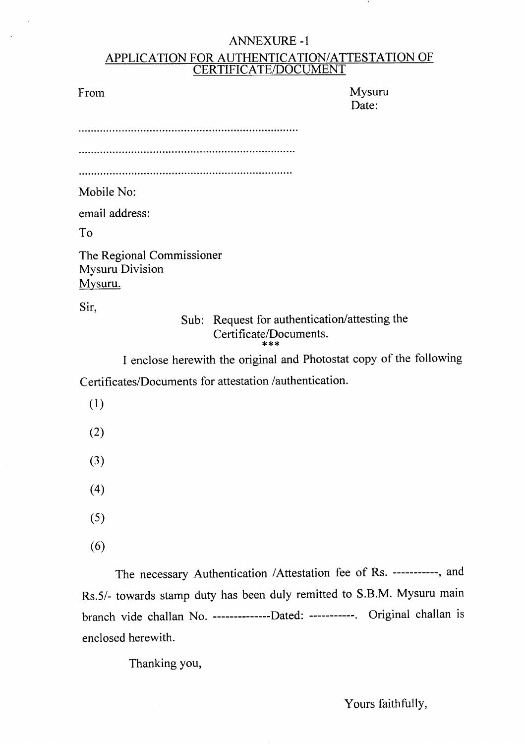# ANNEXURE -1

## APPLICATION FOR AUTHENTICATION/ATTESTATION OF CERTIFICATE/DOCUMENT

From

.........................................................................

.........................................................................

.........................................................................

Mobile No:

email address:

Mysuru
Date:

To

The Regional Commissioner
Mysuru Division
Mysuru.

Sir,

Sub: Request for authentication/attesting the Certificate/Documents.

***

I enclose herewith the original and Photostat copy of the following Certificates/Documents for attestation /authentication.

(1)

(2)

(3)

(4)

(5)

(6)

The necessary Authentication /Attestation fee of Rs. -----------, and Rs.5/- towards stamp duty has been duly remitted to S.B.M. Mysuru main branch vide challan No. --------------Dated: -----------. Original challan is enclosed herewith.

Thanking you,

Yours faithfully,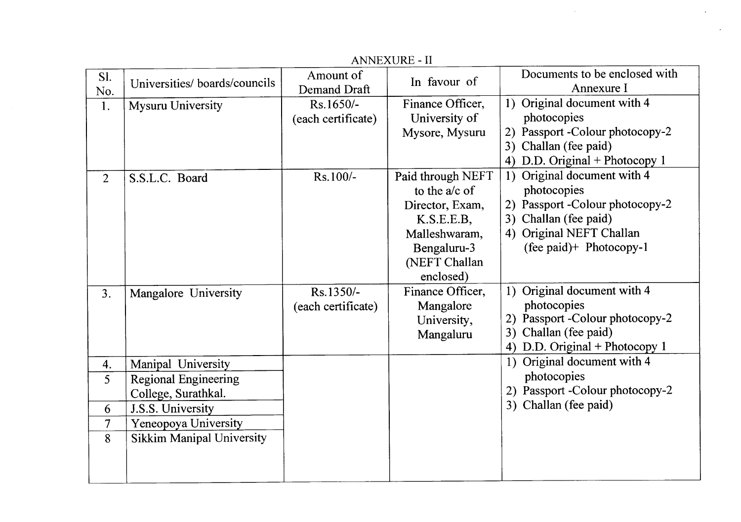## ANNEXURE - II

| Sl. No. | Universities/ boards/councils | Amount of Demand Draft | In favour of | Documents to be enclosed with Annexure I |
|---|---|---|---|---|
| 1. | Mysuru University | Rs.1650/- (each certificate) | Finance Officer, University of Mysore, Mysuru | 1) Original document with 4 photocopies<br>2) Passport -Colour photocopy-2<br>3) Challan (fee paid)<br>4) D.D. Original + Photocopy 1 |
| 2 | S.S.L.C. Board | Rs.100/- | Paid through NEFT to the a/c of Director, Exam, K.S.E.E.B, Malleshwaram, Bengaluru-3 (NEFT Challan enclosed) | 1) Original document with 4 photocopies<br>2) Passport -Colour photocopy-2<br>3) Challan (fee paid)<br>4) Original NEFT Challan (fee paid)+ Photocopy-1 |
| 3. | Mangalore University | Rs.1350/- (each certificate) | Finance Officer, Mangalore University, Mangaluru | 1) Original document with 4 photocopies<br>2) Passport -Colour photocopy-2<br>3) Challan (fee paid)<br>4) D.D. Original + Photocopy 1 |
| 4. | Manipal University | | | 1) Original document with 4 photocopies<br>2) Passport -Colour photocopy-2<br>3) Challan (fee paid) |
| 5 | Regional Engineering College, Surathkal. | | | |
| 6 | J.S.S. University | | | |
| 7 | Yeneopoya University | | | |
| 8 | Sikkim Manipal University | | | |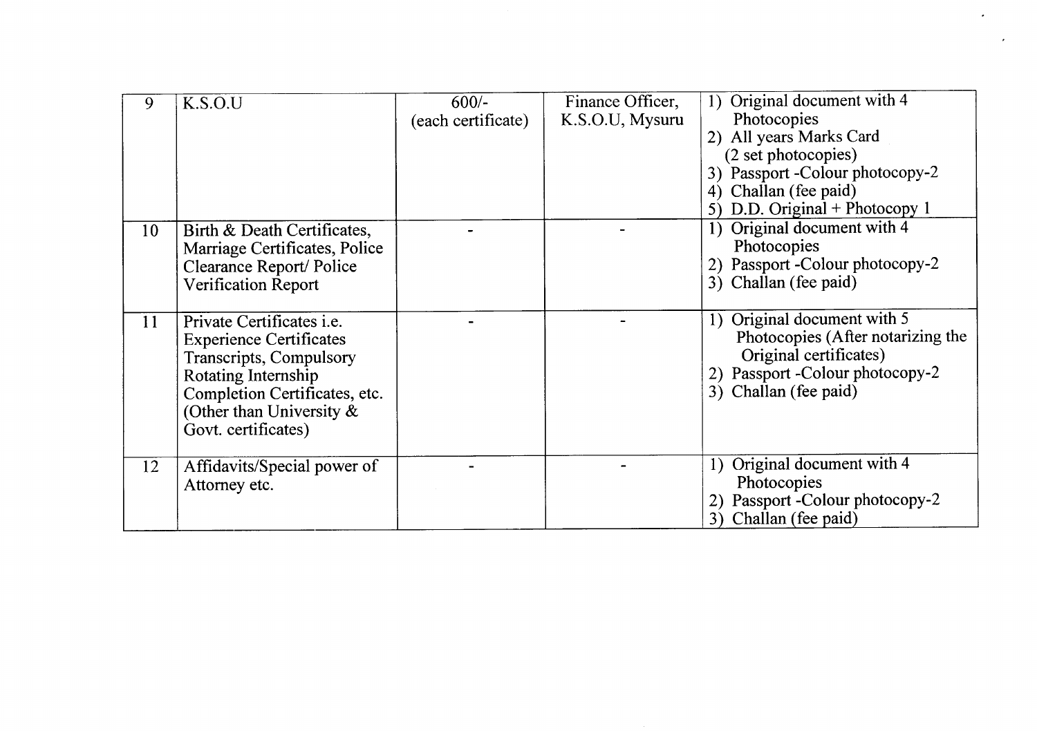| 9 | K.S.O.U | 600/- (each certificate) | Finance Officer, K.S.O.U, Mysuru | 1) Original document with 4 Photocopies<br>2) All years Marks Card (2 set photocopies)<br>3) Passport -Colour photocopy-2<br>4) Challan (fee paid)<br>5) D.D. Original + Photocopy 1 |
|---|---|---|---|---|
| 10 | Birth & Death Certificates, Marriage Certificates, Police Clearance Report/ Police Verification Report | - | - | 1) Original document with 4 Photocopies<br>2) Passport -Colour photocopy-2<br>3) Challan (fee paid) |
| 11 | Private Certificates i.e. Experience Certificates Transcripts, Compulsory Rotating Internship Completion Certificates, etc. (Other than University & Govt. certificates) | - | - | 1) Original document with 5 Photocopies (After notarizing the Original certificates)<br>2) Passport -Colour photocopy-2<br>3) Challan (fee paid) |
| 12 | Affidavits/Special power of Attorney etc. | - | - | 1) Original document with 4 Photocopies<br>2) Passport -Colour photocopy-2<br>3) Challan (fee paid) |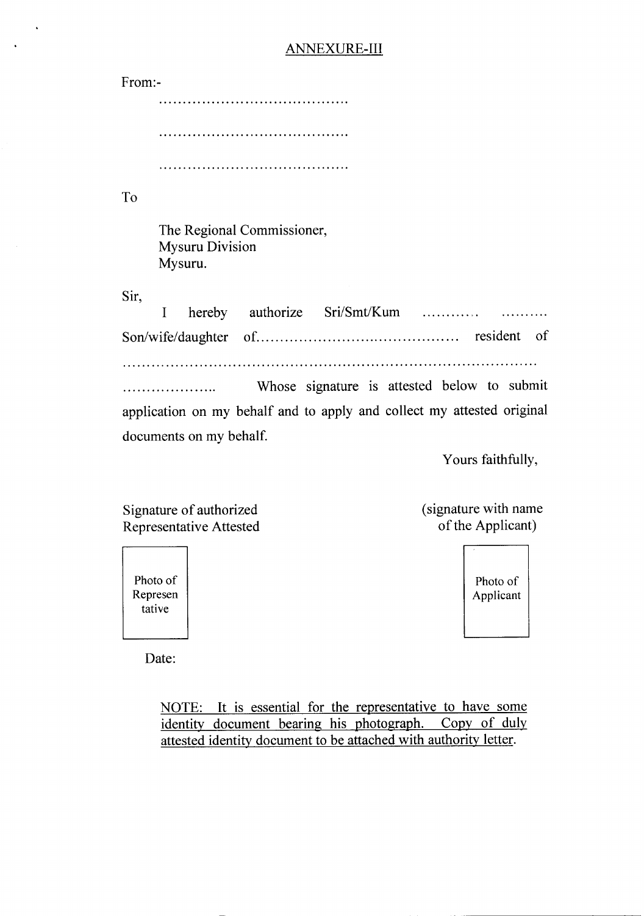ANNEXURE-III

From:-

........................................

........................................

........................................

To

The Regional Commissioner,
Mysuru Division
Mysuru.

Sir,

I hereby authorize Sri/Smt/Kum ............ .......... Son/wife/daughter of.......................................... resident of ...................................................................................... .................... Whose signature is attested below to submit application on my behalf and to apply and collect my attested original documents on my behalf.

Yours faithfully,

Signature of authorized Representative Attested

(signature with name of the Applicant)

Photo of Representative

Photo of Applicant

Date:

NOTE: It is essential for the representative to have some identity document bearing his photograph. Copy of duly attested identity document to be attached with authority letter.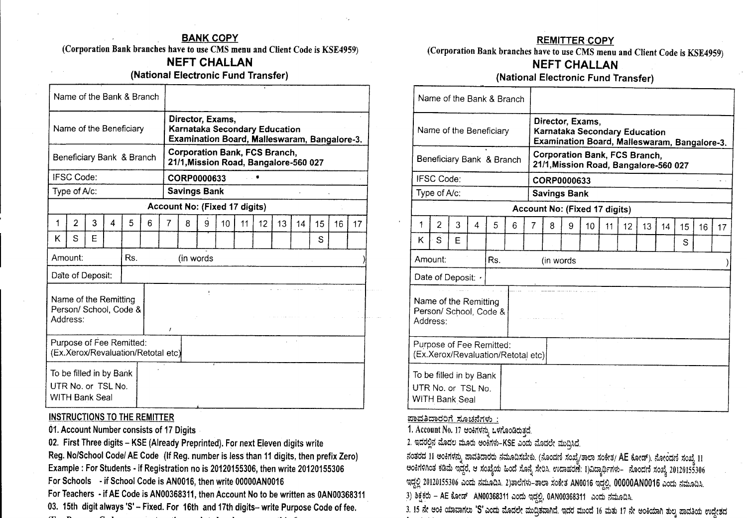## BANK COPY

(Corporation Bank branches have to use CMS menu and Client Code is KSE4959)

## NEFT CHALLAN

### (National Electronic Fund Transfer)

| Name of the Bank & Branch | |
|---|---|
| Name of the Beneficiary | **Director, Exams, Karnataka Secondary Education Examination Board, Malleswaram, Bangalore-3.** |
| Beneficiary Bank & Branch | **Corporation Bank, FCS Branch, 21/1,Mission Road, Bangalore-560 027** |
| IFSC Code: | **CORP0000633** |
| Type of A/c: | **Savings Bank** |

**Account No: (Fixed 17 digits)**

| 1 | 2 | 3 | 4 | 5 | 6 | 7 | 8 | 9 | 10 | 11 | 12 | 13 | 14 | 15 | 16 | 17 |
|---|---|---|---|---|---|---|---|---|---|---|---|---|---|---|---|---|
| K | S | E | | | | | | | | | | | | S | | |

| Amount: | Rs. (in words ) |
|---|---|
| Date of Deposit: | |
| Name of the Remitting Person/ School, Code & Address: | |
| Purpose of Fee Remitted: (Ex.Xerox/Revaluation/Retotal etc) | |
| To be filled in by Bank UTR No. or TSL No. WITH Bank Seal | |

**INSTRUCTIONS TO THE REMITTER**

01. Account Number consists of 17 Digits

02. First Three digits – KSE (Already Preprinted). For next Eleven digits write Reg. No/School Code/ AE Code (If Reg. number is less than 11 digits, then prefix Zero)

Example : For Students - if Registration no is 20120155306, then write 20120155306

For Schools - if School Code is AN0016, then write 00000AN0016

For Teachers - if AE Code is AN00368311, then Account No to be written as 0AN00368311

03. 15th digit always 'S' – Fixed. For 16th and 17th digits– write Purpose Code of fee.

## REMITTER COPY

(Corporation Bank branches have to use CMS menu and Client Code is KSE4959)

## NEFT CHALLAN

### (National Electronic Fund Transfer)

| Name of the Bank & Branch | |
|---|---|
| Name of the Beneficiary | **Director, Exams, Karnataka Secondary Education Examination Board, Malleswaram, Bangalore-3.** |
| Beneficiary Bank & Branch | **Corporation Bank, FCS Branch, 21/1,Mission Road, Bangalore-560 027** |
| IFSC Code: | **CORP0000633** |
| Type of A/c: | **Savings Bank** |

**Account No: (Fixed 17 digits)**

| 1 | 2 | 3 | 4 | 5 | 6 | 7 | 8 | 9 | 10 | 11 | 12 | 13 | 14 | 15 | 16 | 17 |
|---|---|---|---|---|---|---|---|---|---|---|---|---|---|---|---|---|
| K | S | E | | | | | | | | | | | | S | | |

| Amount: | Rs. (in words ) |
|---|---|
| Date of Deposit: | |
| Name of the Remitting Person/ School, Code & Address: | |
| Purpose of Fee Remitted: (Ex.Xerox/Revaluation/Retotal etc) | |
| To be filled in by Bank UTR No. or TSL No. WITH Bank Seal | |

**ಪಾವತಿದಾರರಿಗೆ ಸೂಚನೆಗಳು :**

1. Account No. 17 ಅಂಕಿಗಳನ್ನು ಒಳಗೊಂಡಿರುತ್ತದೆ.

2. ಇದರಲ್ಲಿನ ಮೊದಲ ಮೂರು ಅಂಕಿಗಳು-KSE ಎಂದು ಮೊದಲೇ ಮುದ್ರಿಸಿದೆ.

ನಂತರದ 11 ಅಂಕಿಗಳನ್ನು ಪಾವತಿದಾರರು ನಮೂದಿಸಬೇಕು. (ನೊಂದಣಿ ಸಂಖ್ಯೆ/ಶಾಲಾ ಸಂಕೇತ/ AE ಕೋಡ್). ನೋಂದಣಿ ಸಂಖ್ಯೆ 11 ಅಂಕಿಗಳಿಗಿಂತ ಕಡಿಮೆ ಇದ್ದರೆ, ಆ ಸಂಖ್ಯೆಯ ಹಿಂದೆ ಸೊನ್ನೆ ಸೇರಿಸಿ. ಉದಾಹರಣೆ: 1)ವಿದ್ಯಾರ್ಥಿಗಳು- ನೊಂದಣಿ ಸಂಖ್ಯೆ 20120155306 ಇದ್ದಲ್ಲಿ 20120155306 ಎಂದು ನಮೂದಿಸಿ. 2)ಶಾಲೆಗಳು-ಶಾಲಾ ಸಂಕೇತ AN0016 ಇದ್ದಲ್ಲಿ, 00000AN0016 ಎಂದು ನಮೂದಿಸಿ.

3) ಶಿಕ್ಷಕರು – AE ಕೋಡ್ AN00368311 ಎಂದು ಇದ್ದಲ್ಲಿ, 0AN00368311 ಎಂದು ನಮೂದಿಸಿ.

3. 15 ನೇ ಅಂಕಿ ಯಾವಾಗಲು 'S' ಎಂದು ಮೊದಲೇ ಮುದ್ರಿತವಾಗಿದೆ. ಇದರ ಮುಂದೆ 16 ಮತ್ತು 17 ನೇ ಅಂಕಿಯಾಗಿ ಶುಲ್ಕ ಪಾವತಿಯ ಉದ್ದೇಶದ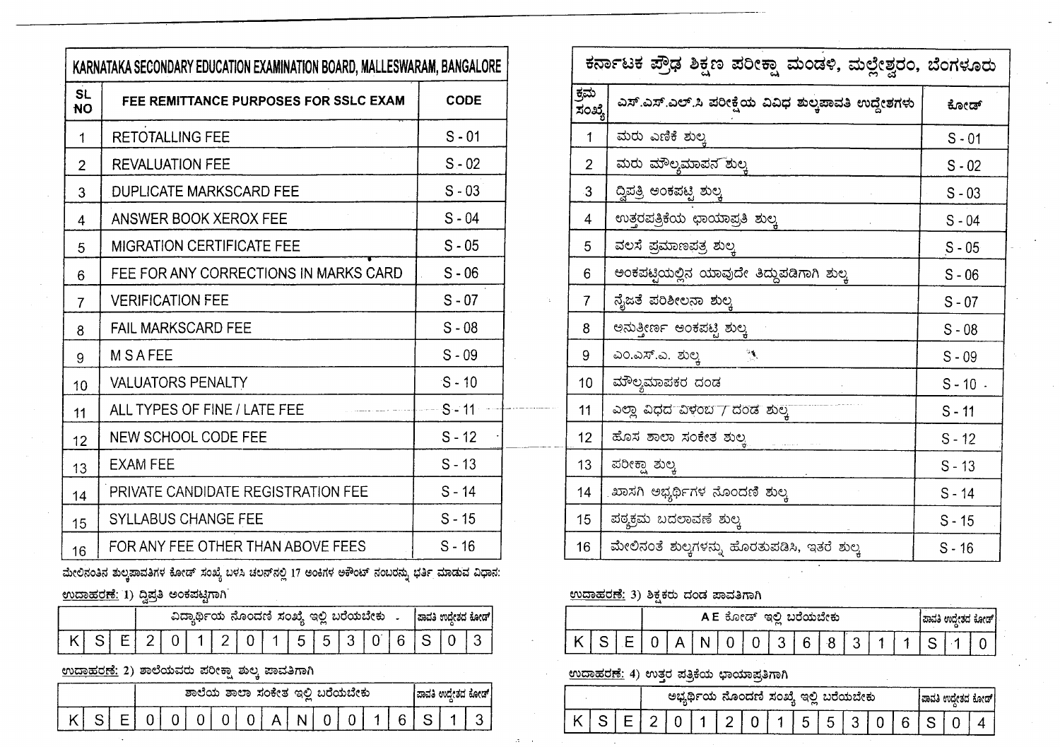## KARNATAKA SECONDARY EDUCATION EXAMINATION BOARD, MALLESWARAM, BANGALORE

| SL NO | FEE REMITTANCE PURPOSES FOR SSLC EXAM | CODE |
|---|---|---|
| 1 | RETOTALLING FEE | S - 01 |
| 2 | REVALUATION FEE | S - 02 |
| 3 | DUPLICATE MARKSCARD FEE | S - 03 |
| 4 | ANSWER BOOK XEROX FEE | S - 04 |
| 5 | MIGRATION CERTIFICATE FEE | S - 05 |
| 6 | FEE FOR ANY CORRECTIONS IN MARKS CARD | S - 06 |
| 7 | VERIFICATION FEE | S - 07 |
| 8 | FAIL MARKSCARD FEE | S - 08 |
| 9 | M S A FEE | S - 09 |
| 10 | VALUATORS PENALTY | S - 10 |
| 11 | ALL TYPES OF FINE / LATE FEE | S - 11 |
| 12 | NEW SCHOOL CODE FEE | S - 12 |
| 13 | EXAM FEE | S - 13 |
| 14 | PRIVATE CANDIDATE REGISTRATION FEE | S - 14 |
| 15 | SYLLABUS CHANGE FEE | S - 15 |
| 16 | FOR ANY FEE OTHER THAN ABOVE FEES | S - 16 |

## ಕರ್ನಾಟಕ ಪ್ರೌಢ ಶಿಕ್ಷಣ ಪರೀಕ್ಷಾ ಮಂಡಳಿ, ಮಲ್ಲೇಶ್ವರಂ, ಬೆಂಗಳೂರು

| ಕ್ರಮ ಸಂಖ್ಯೆ | ಎಸ್.ಎಸ್.ಎಲ್.ಸಿ ಪರೀಕ್ಷೆಯ ವಿವಿಧ ಶುಲ್ಕಪಾವತಿ ಉದ್ದೇಶಗಳು | ಕೋಡ್ |
|---|---|---|
| 1 | ಮರು ಎಣಿಕೆ ಶುಲ್ಕ | S - 01 |
| 2 | ಮರು ಮೌಲ್ಯಮಾಪನ ಶುಲ್ಕ | S - 02 |
| 3 | ದ್ವಿಪತ್ರಿ ಅಂಕಪಟ್ಟಿ ಶುಲ್ಕ | S - 03 |
| 4 | ಉತ್ತರಪತ್ರಿಕೆಯ ಛಾಯಾಪ್ರತಿ ಶುಲ್ಕ | S - 04 |
| 5 | ವಲಸೆ ಪ್ರಮಾಣಪತ್ರ ಶುಲ್ಕ | S - 05 |
| 6 | ಅಂಕಪಟ್ಟಿಯಲ್ಲಿನ ಯಾವುದೇ ತಿದ್ದುಪಡಿಗಾಗಿ ಶುಲ್ಕ | S - 06 |
| 7 | ನೈಜತೆ ಪರಿಶೀಲನಾ ಶುಲ್ಕ | S - 07 |
| 8 | ಅನುತ್ತೀರ್ಣ ಅಂಕಪಟ್ಟಿ ಶುಲ್ಕ | S - 08 |
| 9 | ಎಂ.ಎಸ್.ಎ. ಶುಲ್ಕ | S - 09 |
| 10 | ಮೌಲ್ಯಮಾಪಕರ ದಂಡ | S - 10 |
| 11 | ಎಲ್ಲಾ ವಿಧದ ವಿಳಂಬ / ದಂಡ ಶುಲ್ಕ | S - 11 |
| 12 | ಹೊಸ ಶಾಲಾ ಸಂಕೇತ ಶುಲ್ಕ | S - 12 |
| 13 | ಪರೀಕ್ಷಾ ಶುಲ್ಕ | S - 13 |
| 14 | ಖಾಸಗಿ ಅಭ್ಯರ್ಥಿಗಳ ನೊಂದಣಿ ಶುಲ್ಕ | S - 14 |
| 15 | ಪಠ್ಯಕ್ರಮ ಬದಲಾವಣೆ ಶುಲ್ಕ | S - 15 |
| 16 | ಮೇಲಿನಂತೆ ಶುಲ್ಕಗಳನ್ನು ಹೊರತುಪಡಿಸಿ, ಇತರೆ ಶುಲ್ಕ | S - 16 |

ಮೇಲಿನಂತಿನ ಶುಲ್ಕಪಾವತಿಗಳ ಕೋಡ್ ಸಂಖ್ಯೆ ಬಳಸಿ ಚಲನ್‌ನಲ್ಲಿ 17 ಅಂಕಿಗಳ ಅಕೌಂಟ್ ನಂಬರನ್ನು ಭರ್ತಿ ಮಾಡುವ ವಿಧಾನ:

ಉದಾಹರಣೆ: 1) ದ್ವಿಪ್ರತಿ ಅಂಕಪಟ್ಟಿಗಾಗಿ

| | | | ವಿದ್ಯಾರ್ಥಿಯ ನೊಂದಣಿ ಸಂಖ್ಯೆ ಇಲ್ಲಿ ಬರೆಯಬೇಕು | | | | | | | | | | ಪಾವತಿ ಉದ್ದೇಶದ ಕೋಡ್ | | |
|---|---|---|---|---|---|---|---|---|---|---|---|---|---|---|---|
| K | S | E | 2 | 0 | 1 | 2 | 0 | 1 | 5 | 5 | 3 | 0 | 6 | S | 0 | 3 |

ಉದಾಹರಣೆ: 2) ಶಾಲೆಯವರು ಪರೀಕ್ಷಾ ಶುಲ್ಕ ಪಾವತಿಗಾಗಿ

| | | | ಶಾಲೆಯ ಶಾಲಾ ಸಂಕೇತ ಇಲ್ಲಿ ಬರೆಯಬೇಕು | | | | | | | | | | ಪಾವತಿ ಉದ್ದೇಶದ ಕೋಡ್ | | |
|---|---|---|---|---|---|---|---|---|---|---|---|---|---|---|---|
| K | S | E | 0 | 0 | 0 | 0 | 0 | A | N | 0 | 0 | 1 | 6 | S | 1 | 3 |

ಉದಾಹರಣೆ: 3) ಶಿಕ್ಷಕರು ದಂಡ ಪಾವತಿಗಾಗಿ

| | | | AE ಕೋಡ್ ಇಲ್ಲಿ ಬರೆಯಬೇಕು | | | | | | | | | | ಪಾವತಿ ಉದ್ದೇಶದ ಕೋಡ್ | | |
|---|---|---|---|---|---|---|---|---|---|---|---|---|---|---|---|
| K | S | E | 0 | A | N | 0 | 0 | 3 | 6 | 8 | 3 | 1 | 1 | S | 1 | 0 |

ಉದಾಹರಣೆ: 4) ಉತ್ತರ ಪತ್ರಿಕೆಯ ಛಾಯಾಪ್ರತಿಗಾಗಿ

| | | | ಅಭ್ಯರ್ಥಿಯ ನೊಂದಣಿ ಸಂಖ್ಯೆ ಇಲ್ಲಿ ಬರೆಯಬೇಕು | | | | | | | | | | ಪಾವತಿ ಉದ್ದೇಶದ ಕೋಡ್ | | |
|---|---|---|---|---|---|---|---|---|---|---|---|---|---|---|---|
| K | S | E | 2 | 0 | 1 | 2 | 0 | 1 | 5 | 5 | 3 | 0 | 6 | S | 0 | 4 |